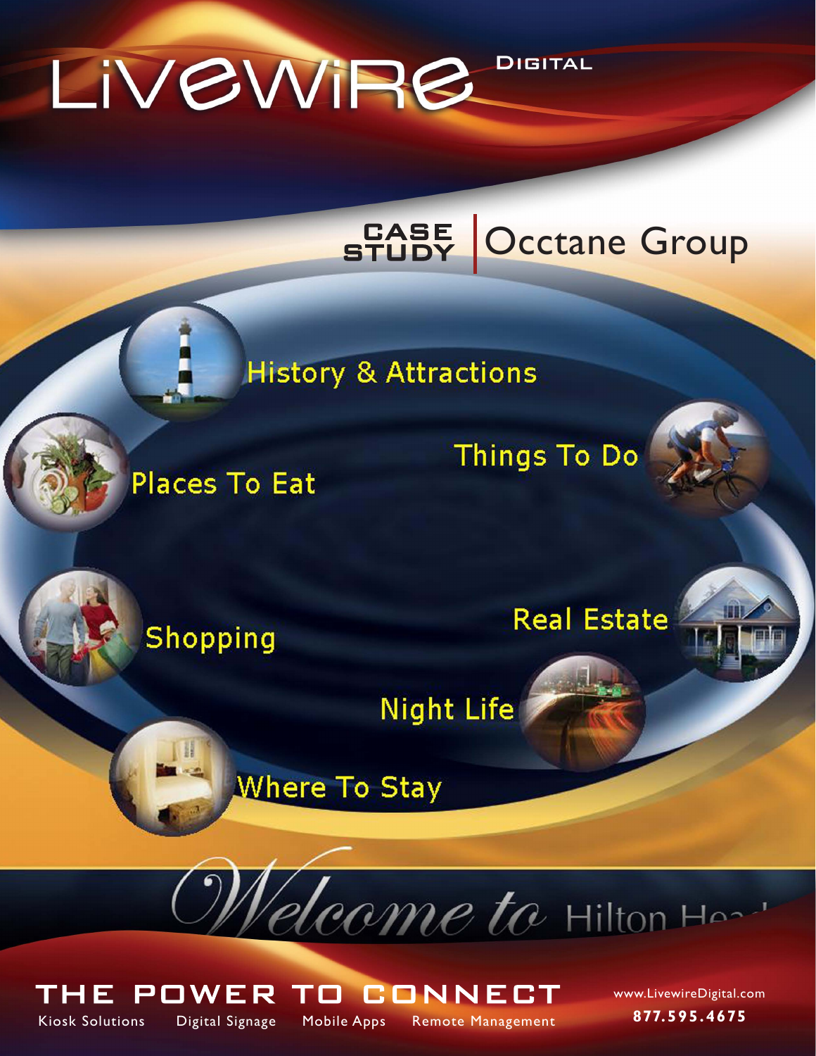# LiVeWiRe Digital

## CASE STUDY | Occtane Group

History & Attractions

Places To Eat

Things To Do

Shopping

Real Estate

Night Life

Where To Stay

*Welcome to* Hilton Head

**THE POWER TO CONNECT**

Kiosk Solutions  Digital Signage  Mobile Apps  Remote Management

www.LivewireDigital.com

**877.595.4675**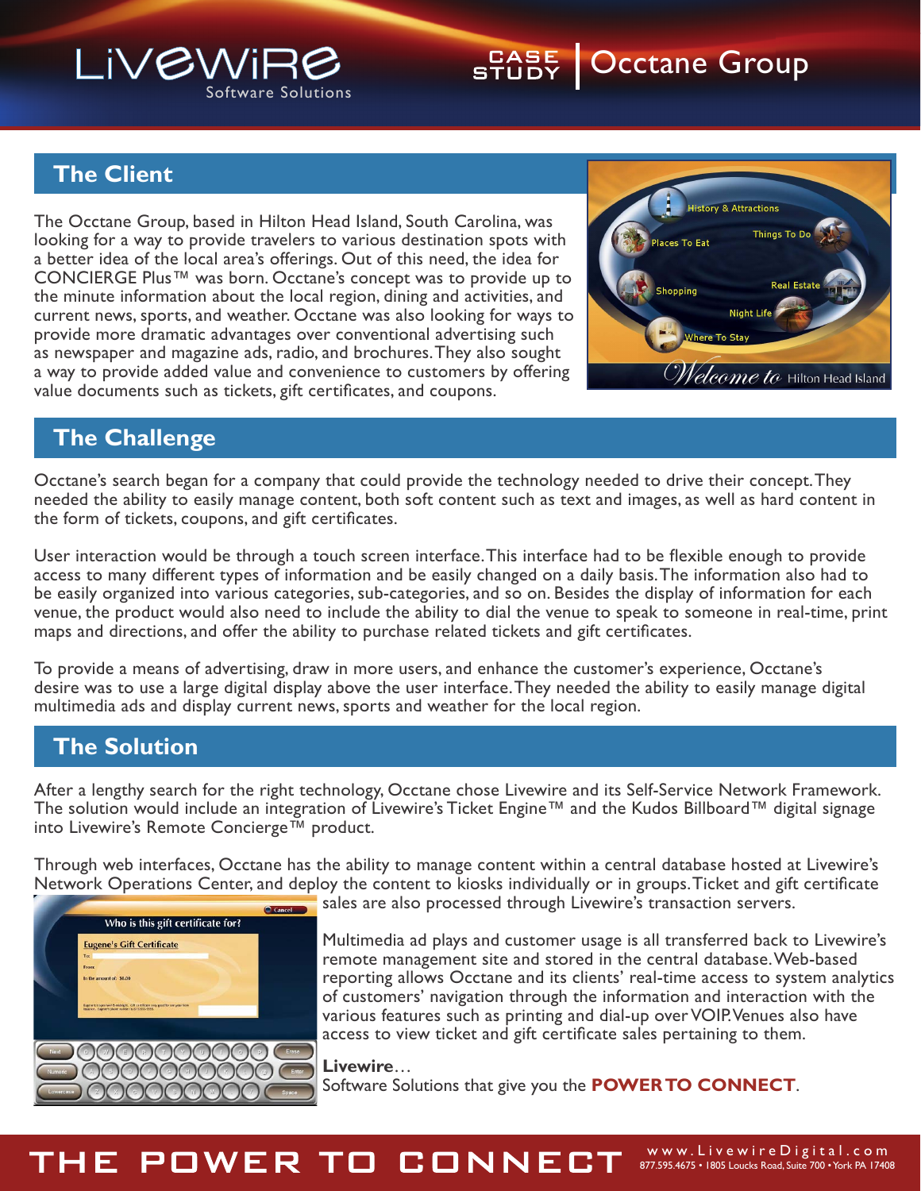# Case Study | Occtane Group

## The Client

The Occtane Group, based in Hilton Head Island, South Carolina, was looking for a way to provide travelers to various destination spots with a better idea of the local area's offerings. Out of this need, the idea for CONCIERGE Plus™ was born. Occtane's concept was to provide up to the minute information about the local region, dining and activities, and current news, sports, and weather. Occtane was also looking for ways to provide more dramatic advantages over conventional advertising such as newspaper and magazine ads, radio, and brochures. They also sought a way to provide added value and convenience to customers by offering value documents such as tickets, gift certificates, and coupons.

## The Challenge

Occtane's search began for a company that could provide the technology needed to drive their concept. They needed the ability to easily manage content, both soft content such as text and images, as well as hard content in the form of tickets, coupons, and gift certificates.

User interaction would be through a touch screen interface. This interface had to be flexible enough to provide access to many different types of information and be easily changed on a daily basis. The information also had to be easily organized into various categories, sub-categories, and so on. Besides the display of information for each venue, the product would also need to include the ability to dial the venue to speak to someone in real-time, print maps and directions, and offer the ability to purchase related tickets and gift certificates.

To provide a means of advertising, draw in more users, and enhance the customer's experience, Occtane's desire was to use a large digital display above the user interface. They needed the ability to easily manage digital multimedia ads and display current news, sports and weather for the local region.

## The Solution

After a lengthy search for the right technology, Occtane chose Livewire and its Self-Service Network Framework. The solution would include an integration of Livewire's Ticket Engine™ and the Kudos Billboard™ digital signage into Livewire's Remote Concierge™ product.

Through web interfaces, Occtane has the ability to manage content within a central database hosted at Livewire's Network Operations Center, and deploy the content to kiosks individually or in groups. Ticket and gift certificate sales are also processed through Livewire's transaction servers.

Multimedia ad plays and customer usage is all transferred back to Livewire's remote management site and stored in the central database. Web-based reporting allows Occtane and its clients' real-time access to system analytics of customers' navigation through the information and interaction with the various features such as printing and dial-up over VOIP. Venues also have access to view ticket and gift certificate sales pertaining to them.

**Livewire**…
Software Solutions that give you the **POWER TO CONNECT**.

THE POWER TO CONNECT

www.LivewireDigital.com
877.595.4675 • 1805 Loucks Road, Suite 700 • York PA 17408